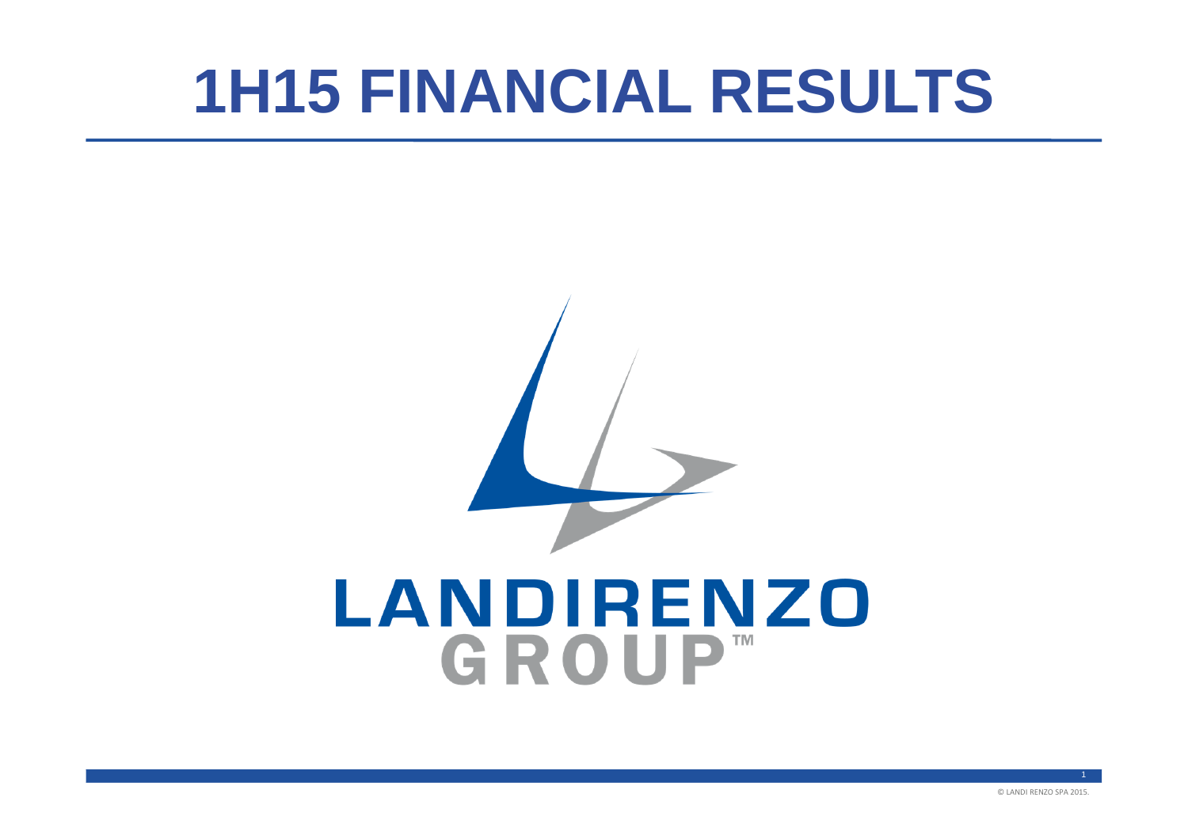# 1H15 FINANCIAL RESULTS

LANDIRENZO
GROUP™

© LANDI RENZO SPA 2015.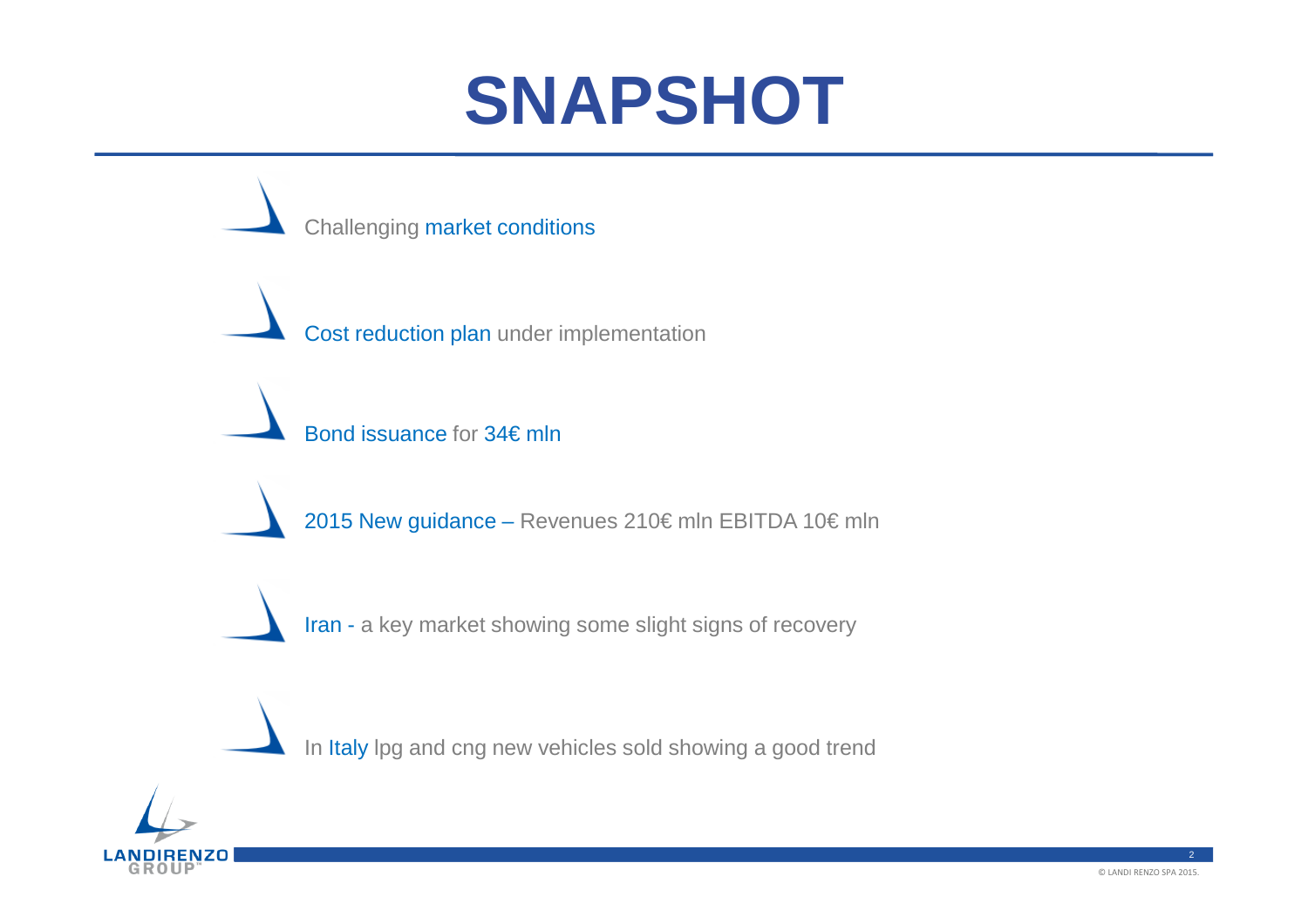# SNAPSHOT

- Challenging market conditions
- Cost reduction plan under implementation
- Bond issuance for 34€ mln
- 2015 New guidance – Revenues 210€ mln EBITDA 10€ mln
- Iran - a key market showing some slight signs of recovery
- In Italy lpg and cng new vehicles sold showing a good trend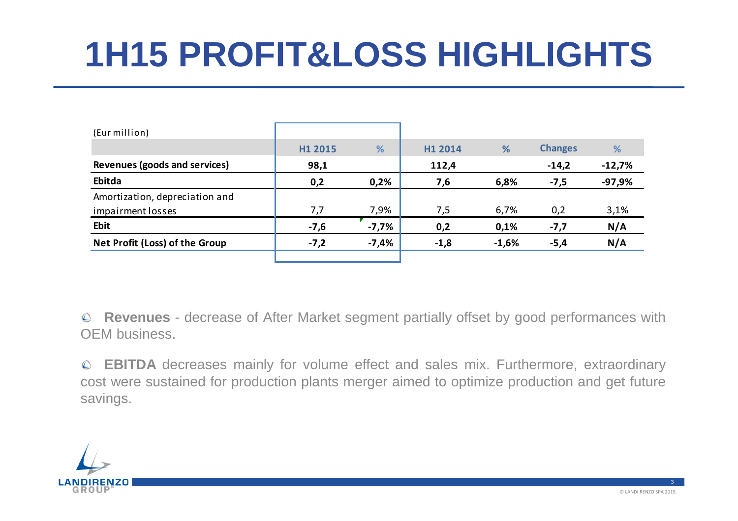# 1H15 PROFIT&LOSS HIGHLIGHTS

(Eur million)

| | H1 2015 | % | H1 2014 | % | Changes | % |
|---|---|---|---|---|---|---|
| **Revenues (goods and services)** | **98,1** | | **112,4** | | **-14,2** | **-12,7%** |
| **Ebitda** | **0,2** | **0,2%** | **7,6** | **6,8%** | **-7,5** | **-97,9%** |
| Amortization, depreciation and impairment losses | 7,7 | 7,9% | 7,5 | 6,7% | 0,2 | 3,1% |
| **Ebit** | **-7,6** | **-7,7%** | **0,2** | **0,1%** | **-7,7** | **N/A** |
| **Net Profit (Loss) of the Group** | **-7,2** | **-7,4%** | **-1,8** | **-1,6%** | **-5,4** | **N/A** |

- **Revenues** - decrease of After Market segment partially offset by good performances with OEM business.

- **EBITDA** decreases mainly for volume effect and sales mix. Furthermore, extraordinary cost were sustained for production plants merger aimed to optimize production and get future savings.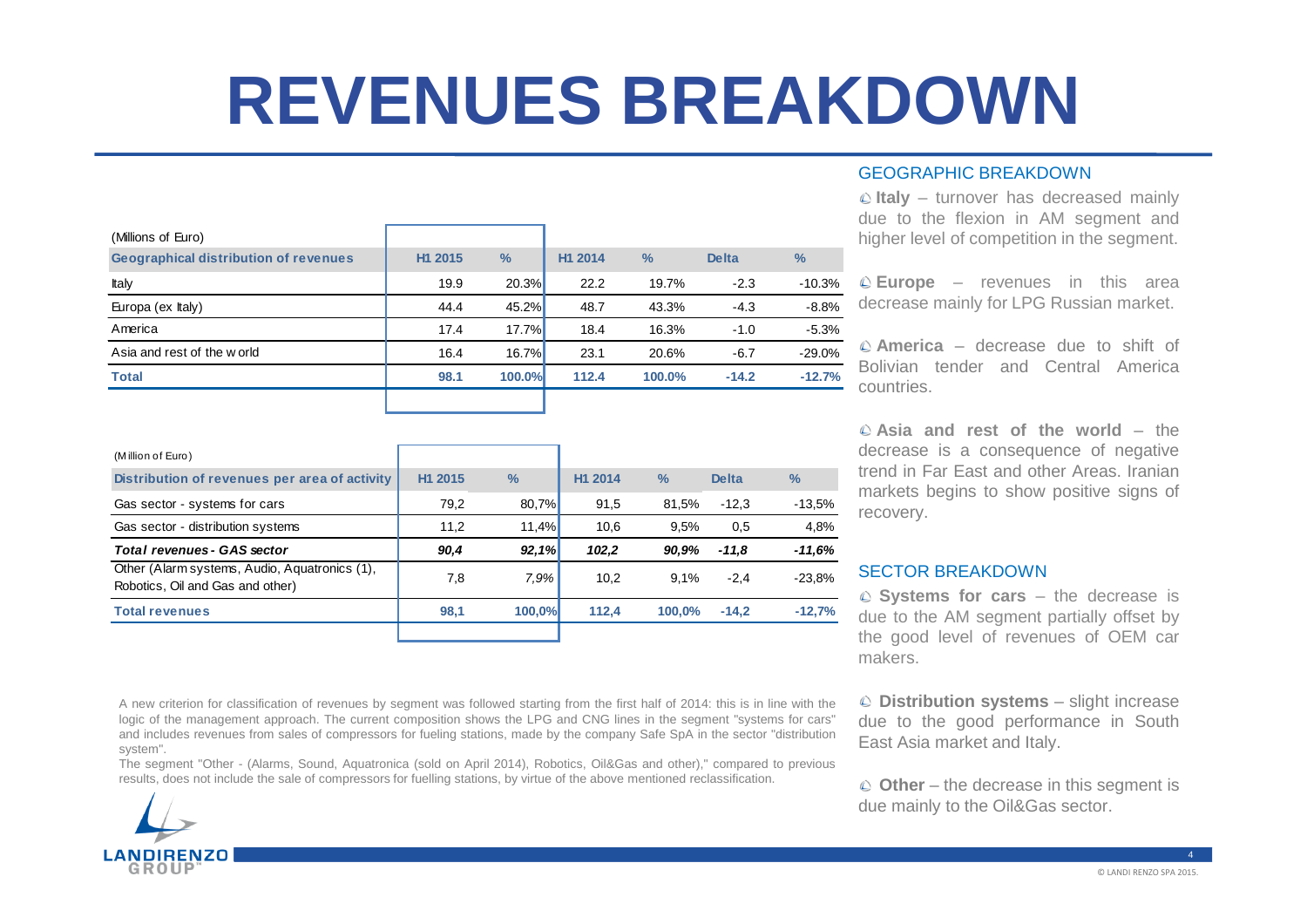# REVENUES BREAKDOWN

(Millions of Euro)

| Geographical distribution of revenues | H1 2015 | % | H1 2014 | % | Delta | % |
|---|---|---|---|---|---|---|
| Italy | 19.9 | 20.3% | 22.2 | 19.7% | -2.3 | -10.3% |
| Europa (ex Italy) | 44.4 | 45.2% | 48.7 | 43.3% | -4.3 | -8.8% |
| America | 17.4 | 17.7% | 18.4 | 16.3% | -1.0 | -5.3% |
| Asia and rest of the world | 16.4 | 16.7% | 23.1 | 20.6% | -6.7 | -29.0% |
| **Total** | **98.1** | **100.0%** | **112.4** | **100.0%** | **-14.2** | **-12.7%** |

(Million of Euro)

| Distribution of revenues per area of activity | H1 2015 | % | H1 2014 | % | Delta | % |
|---|---|---|---|---|---|---|
| Gas sector - systems for cars | 79,2 | 80,7% | 91,5 | 81,5% | -12,3 | -13,5% |
| Gas sector - distribution systems | 11,2 | 11,4% | 10,6 | 9,5% | 0,5 | 4,8% |
| ***Total revenues - GAS sector*** | ***90,4*** | ***92,1%*** | ***102,2*** | ***90,9%*** | ***-11,8*** | ***-11,6%*** |
| Other (Alarm systems, Audio, Aquatronics (1), Robotics, Oil and Gas and other) | 7,8 | *7,9%* | 10,2 | 9,1% | -2,4 | -23,8% |
| **Total revenues** | **98,1** | **100,0%** | **112,4** | **100,0%** | **-14,2** | **-12,7%** |

A new criterion for classification of revenues by segment was followed starting from the first half of 2014: this is in line with the logic of the management approach. The current composition shows the LPG and CNG lines in the segment "systems for cars" and includes revenues from sales of compressors for fueling stations, made by the company Safe SpA in the sector "distribution system".

The segment "Other - (Alarms, Sound, Aquatronica (sold on April 2014), Robotics, Oil&Gas and other)," compared to previous results, does not include the sale of compressors for fuelling stations, by virtue of the above mentioned reclassification.

## GEOGRAPHIC BREAKDOWN

- **Italy** – turnover has decreased mainly due to the flexion in AM segment and higher level of competition in the segment.
- **Europe** – revenues in this area decrease mainly for LPG Russian market.
- **America** – decrease due to shift of Bolivian tender and Central America countries.
- **Asia and rest of the world** – the decrease is a consequence of negative trend in Far East and other Areas. Iranian markets begins to show positive signs of recovery.

## SECTOR BREAKDOWN

- **Systems for cars** – the decrease is due to the AM segment partially offset by the good level of revenues of OEM car makers.
- **Distribution systems** – slight increase due to the good performance in South East Asia market and Italy.
- **Other** – the decrease in this segment is due mainly to the Oil&Gas sector.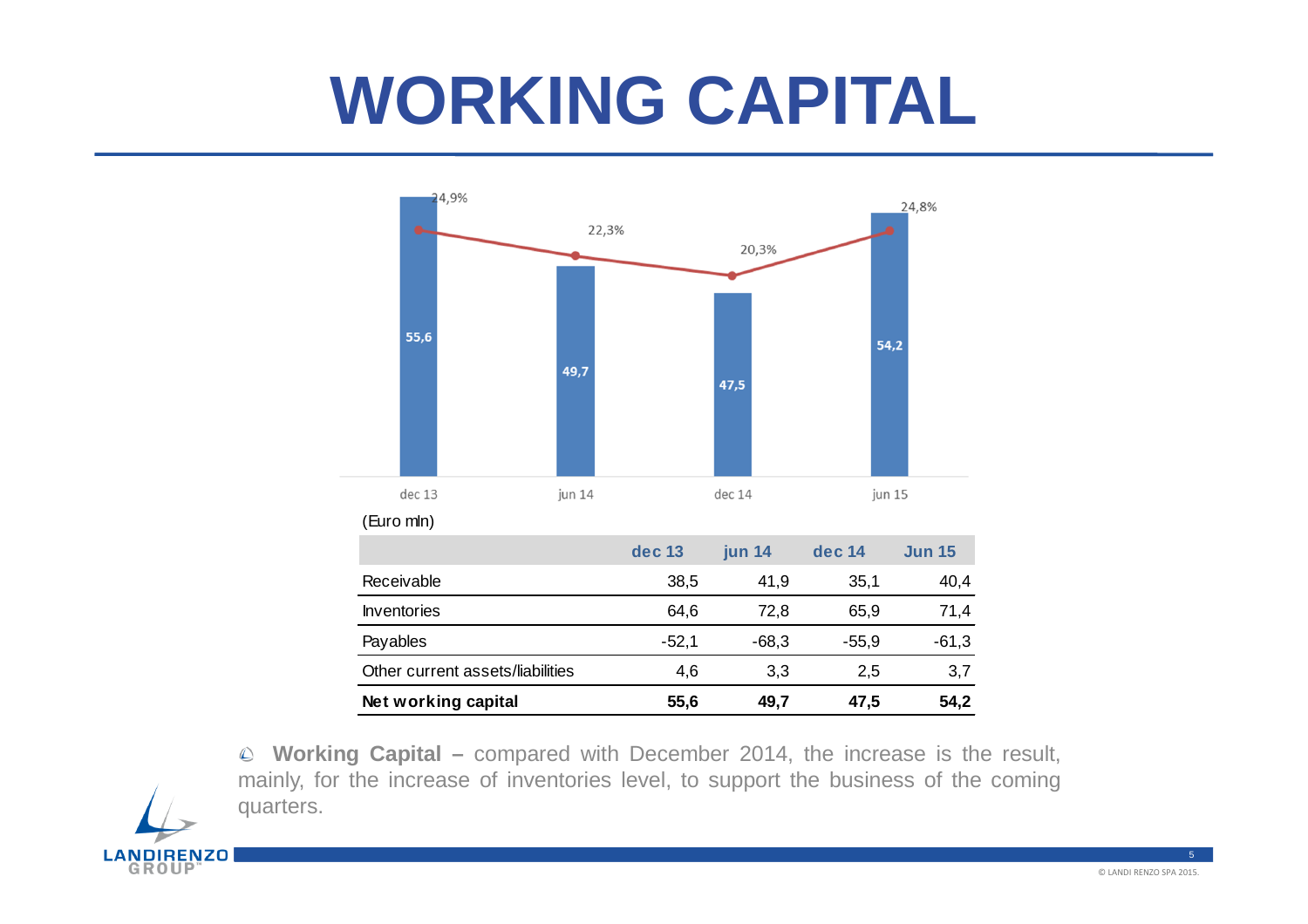# WORKING CAPITAL

| | dec 13 | jun 14 | dec 14 | jun 15 |
|---|---|---|---|---|
| Net working capital | 55,6 | 49,7 | 47,5 | 54,2 |
| % | 24,9% | 22,3% | 20,3% | 24,8% |

(Euro mln)

| | dec 13 | jun 14 | dec 14 | Jun 15 |
|---|---|---|---|---|
| Receivable | 38,5 | 41,9 | 35,1 | 40,4 |
| Inventories | 64,6 | 72,8 | 65,9 | 71,4 |
| Payables | -52,1 | -68,3 | -55,9 | -61,3 |
| Other current assets/liabilities | 4,6 | 3,3 | 2,5 | 3,7 |
| **Net working capital** | **55,6** | **49,7** | **47,5** | **54,2** |

- **Working Capital –** compared with December 2014, the increase is the result, mainly, for the increase of inventories level, to support the business of the coming quarters.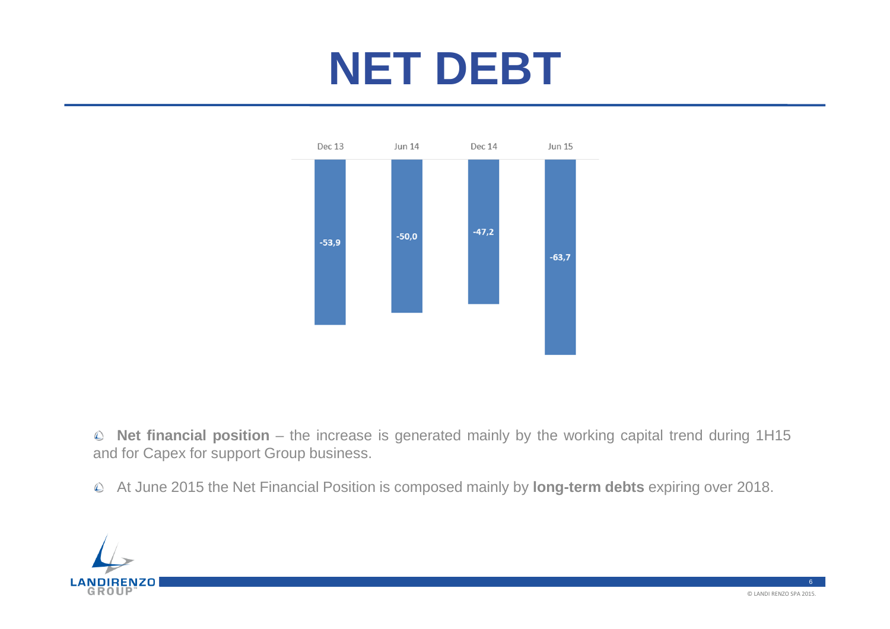# NET DEBT

| Dec 13 | Jun 14 | Dec 14 | Jun 15 |
|---|---|---|---|
| -53,9 | -50,0 | -47,2 | -63,7 |

- **Net financial position** – the increase is generated mainly by the working capital trend during 1H15 and for Capex for support Group business.
- At June 2015 the Net Financial Position is composed mainly by **long-term debts** expiring over 2018.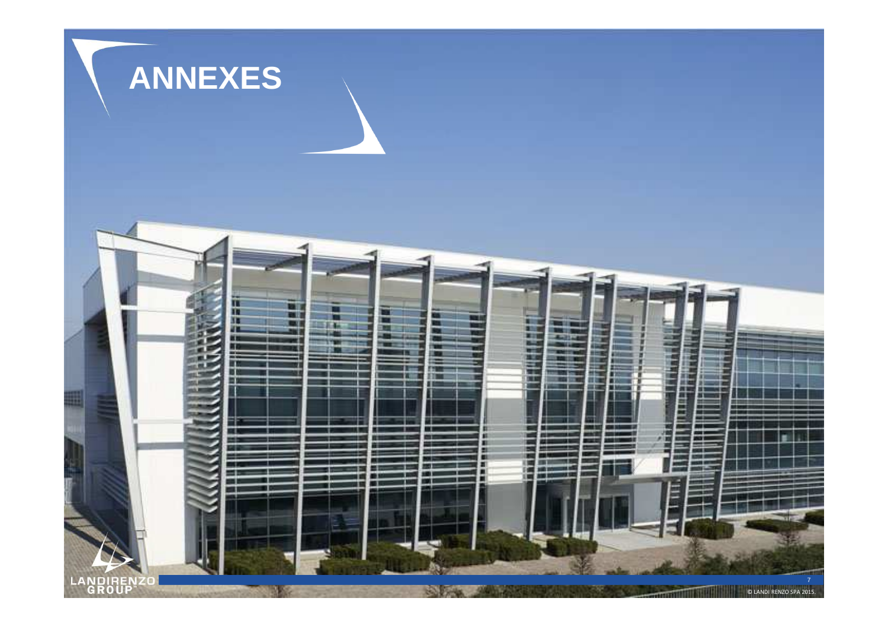# ANNEXES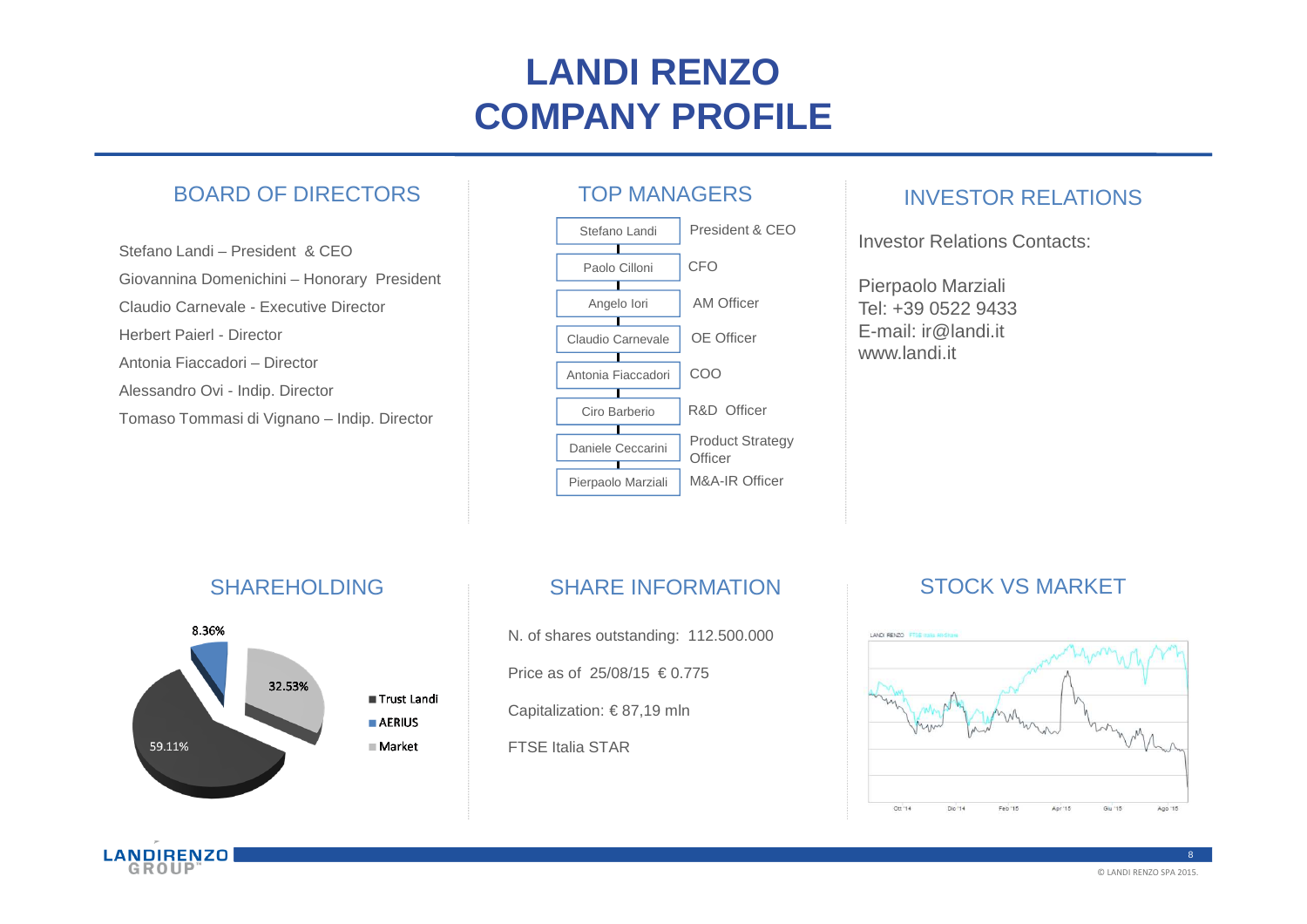# LANDI RENZO COMPANY PROFILE

## BOARD OF DIRECTORS

Stefano Landi – President & CEO

Giovannina Domenichini – Honorary President

Claudio Carnevale - Executive Director

Herbert Paierl - Director

Antonia Fiaccadori – Director

Alessandro Ovi - Indip. Director

Tomaso Tommasi di Vignano – Indip. Director

## TOP MANAGERS

| Name | Role |
|---|---|
| Stefano Landi | President & CEO |
| Paolo Cilloni | CFO |
| Angelo Iori | AM Officer |
| Claudio Carnevale | OE Officer |
| Antonia Fiaccadori | COO |
| Ciro Barberio | R&D Officer |
| Daniele Ceccarini | Product Strategy Officer |
| Pierpaolo Marziali | M&A-IR Officer |

## INVESTOR RELATIONS

Investor Relations Contacts:

Pierpaolo Marziali
Tel: +39 0522 9433
E-mail: ir@landi.it
www.landi.it

## SHAREHOLDING

- Trust Landi: 59.11%
- AERIUS: 8.36%
- Market: 32.53%

## SHARE INFORMATION

N. of shares outstanding: 112.500.000

Price as of 25/08/15 € 0.775

Capitalization: € 87,19 mln

FTSE Italia STAR

## STOCK VS MARKET

LANDI RENZO — FTSE Italia All-Share

Ott '14 · Dic '14 · Feb '15 · Apr '15 · Giu '15 · Ago '15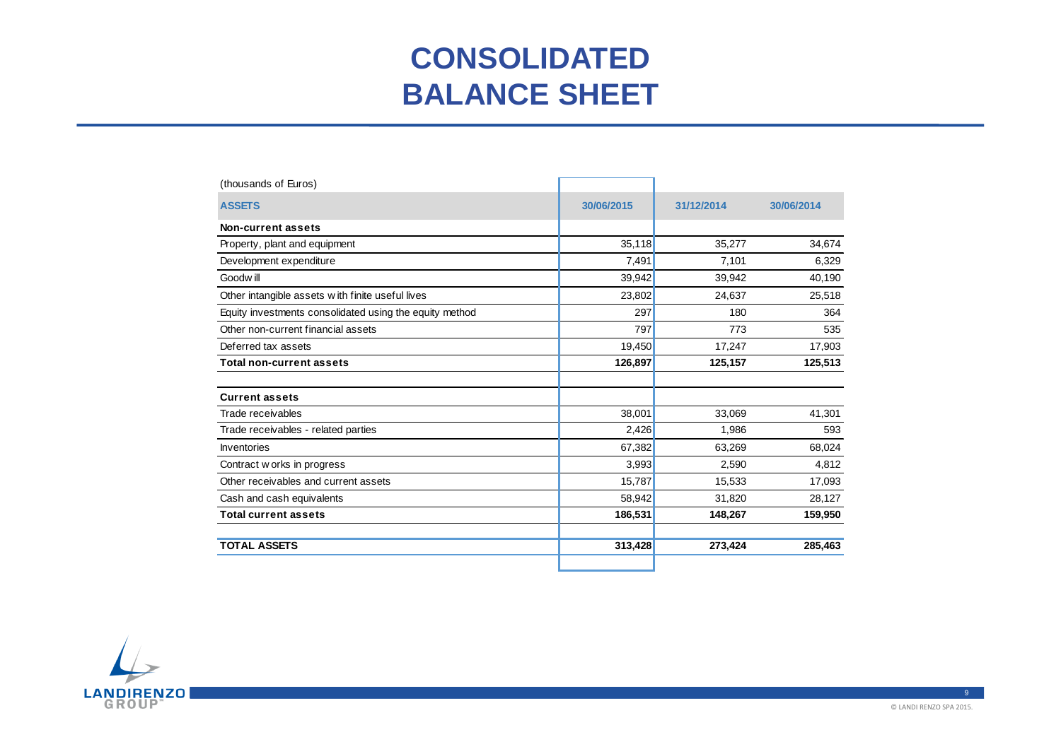# CONSOLIDATED BALANCE SHEET

| (thousands of Euros) | | | |
|---|---|---|---|
| **ASSETS** | **30/06/2015** | **31/12/2014** | **30/06/2014** |
| **Non-current assets** | | | |
| Property, plant and equipment | 35,118 | 35,277 | 34,674 |
| Development expenditure | 7,491 | 7,101 | 6,329 |
| Goodwill | 39,942 | 39,942 | 40,190 |
| Other intangible assets with finite useful lives | 23,802 | 24,637 | 25,518 |
| Equity investments consolidated using the equity method | 297 | 180 | 364 |
| Other non-current financial assets | 797 | 773 | 535 |
| Deferred tax assets | 19,450 | 17,247 | 17,903 |
| **Total non-current assets** | **126,897** | **125,157** | **125,513** |
| | | | |
| **Current assets** | | | |
| Trade receivables | 38,001 | 33,069 | 41,301 |
| Trade receivables - related parties | 2,426 | 1,986 | 593 |
| Inventories | 67,382 | 63,269 | 68,024 |
| Contract works in progress | 3,993 | 2,590 | 4,812 |
| Other receivables and current assets | 15,787 | 15,533 | 17,093 |
| Cash and cash equivalents | 58,942 | 31,820 | 28,127 |
| **Total current assets** | **186,531** | **148,267** | **159,950** |
| | | | |
| **TOTAL ASSETS** | **313,428** | **273,424** | **285,463** |

© LANDI RENZO SPA 2015.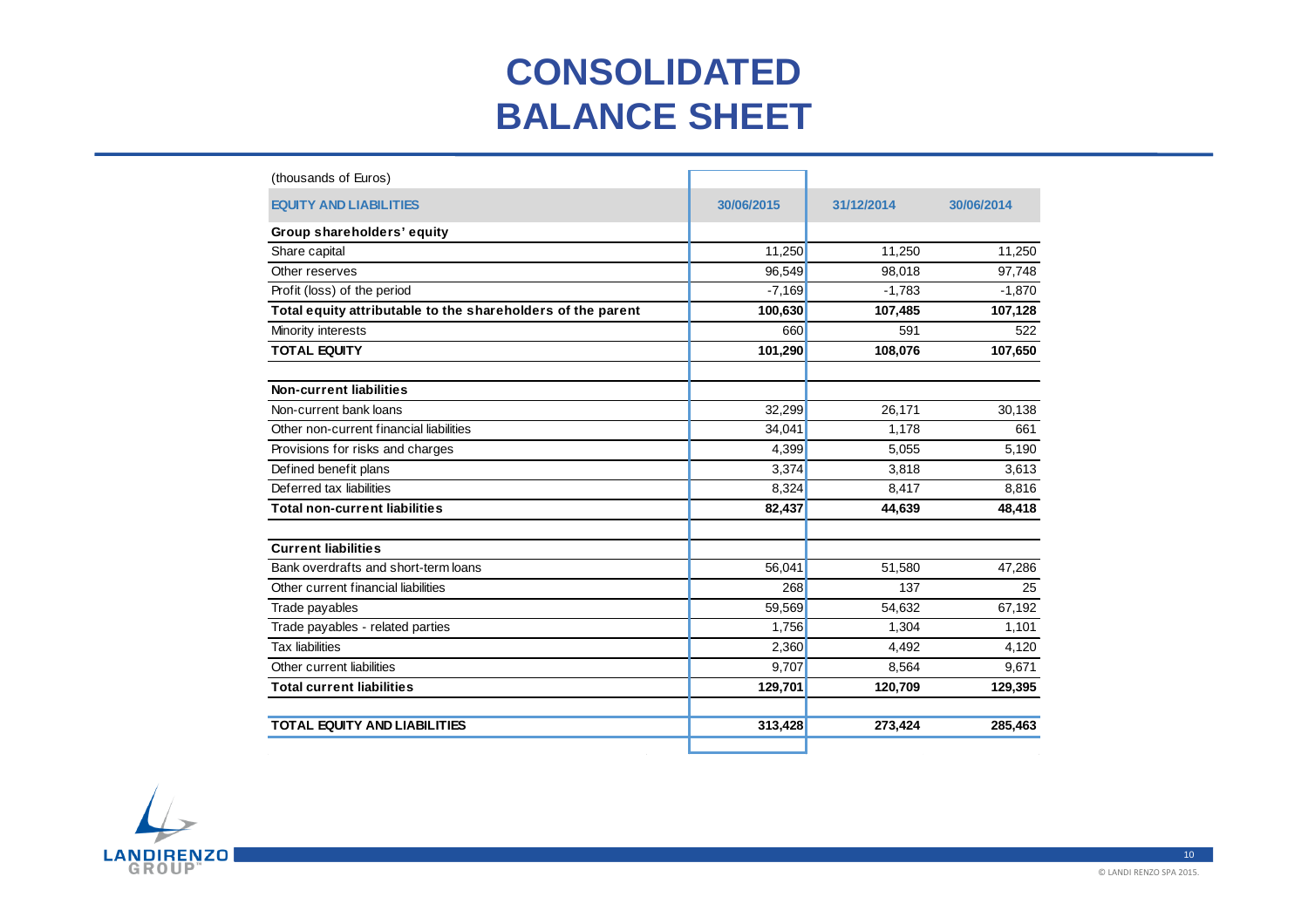# CONSOLIDATED BALANCE SHEET

(thousands of Euros)

| EQUITY AND LIABILITIES | 30/06/2015 | 31/12/2014 | 30/06/2014 |
|---|---|---|---|
| **Group shareholders' equity** | | | |
| Share capital | 11,250 | 11,250 | 11,250 |
| Other reserves | 96,549 | 98,018 | 97,748 |
| Profit (loss) of the period | -7,169 | -1,783 | -1,870 |
| **Total equity attributable to the shareholders of the parent** | **100,630** | **107,485** | **107,128** |
| Minority interests | 660 | 591 | 522 |
| **TOTAL EQUITY** | **101,290** | **108,076** | **107,650** |
| | | | |
| **Non-current liabilities** | | | |
| Non-current bank loans | 32,299 | 26,171 | 30,138 |
| Other non-current financial liabilities | 34,041 | 1,178 | 661 |
| Provisions for risks and charges | 4,399 | 5,055 | 5,190 |
| Defined benefit plans | 3,374 | 3,818 | 3,613 |
| Deferred tax liabilities | 8,324 | 8,417 | 8,816 |
| **Total non-current liabilities** | **82,437** | **44,639** | **48,418** |
| | | | |
| **Current liabilities** | | | |
| Bank overdrafts and short-term loans | 56,041 | 51,580 | 47,286 |
| Other current financial liabilities | 268 | 137 | 25 |
| Trade payables | 59,569 | 54,632 | 67,192 |
| Trade payables - related parties | 1,756 | 1,304 | 1,101 |
| Tax liabilities | 2,360 | 4,492 | 4,120 |
| Other current liabilities | 9,707 | 8,564 | 9,671 |
| **Total current liabilities** | **129,701** | **120,709** | **129,395** |
| | | | |
| **TOTAL EQUITY AND LIABILITIES** | **313,428** | **273,424** | **285,463** |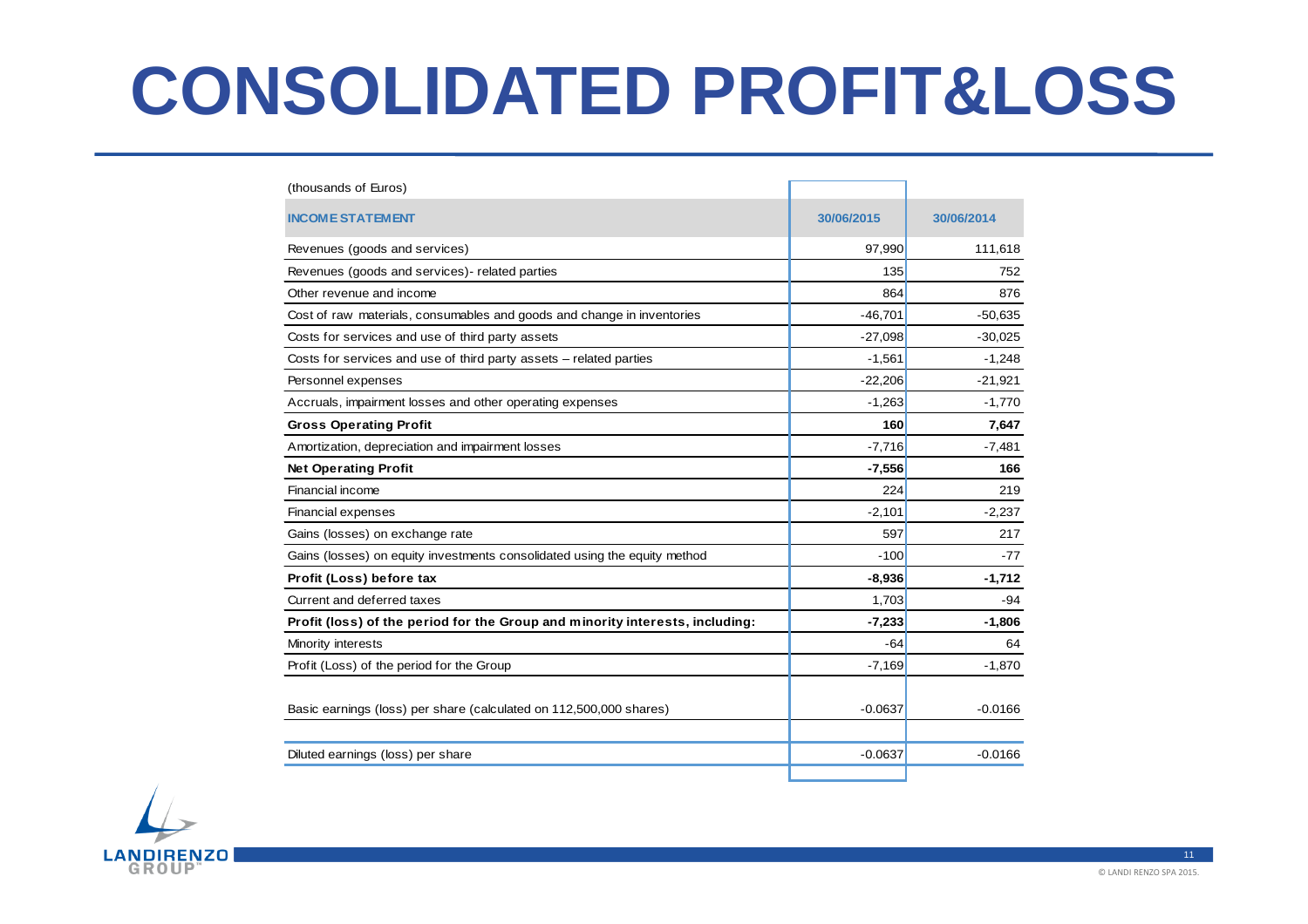# CONSOLIDATED PROFIT&LOSS

(thousands of Euros)

| INCOME STATEMENT | 30/06/2015 | 30/06/2014 |
|---|---|---|
| Revenues (goods and services) | 97,990 | 111,618 |
| Revenues (goods and services)- related parties | 135 | 752 |
| Other revenue and income | 864 | 876 |
| Cost of raw materials, consumables and goods and change in inventories | -46,701 | -50,635 |
| Costs for services and use of third party assets | -27,098 | -30,025 |
| Costs for services and use of third party assets – related parties | -1,561 | -1,248 |
| Personnel expenses | -22,206 | -21,921 |
| Accruals, impairment losses and other operating expenses | -1,263 | -1,770 |
| **Gross Operating Profit** | **160** | **7,647** |
| Amortization, depreciation and impairment losses | -7,716 | -7,481 |
| **Net Operating Profit** | **-7,556** | **166** |
| Financial income | 224 | 219 |
| Financial expenses | -2,101 | -2,237 |
| Gains (losses) on exchange rate | 597 | 217 |
| Gains (losses) on equity investments consolidated using the equity method | -100 | -77 |
| **Profit (Loss) before tax** | **-8,936** | **-1,712** |
| Current and deferred taxes | 1,703 | -94 |
| **Profit (loss) of the period for the Group and minority interests, including:** | **-7,233** | **-1,806** |
| Minority interests | -64 | 64 |
| Profit (Loss) of the period for the Group | -7,169 | -1,870 |
| Basic earnings (loss) per share (calculated on 112,500,000 shares) | -0.0637 | -0.0166 |
| Diluted earnings (loss) per share | -0.0637 | -0.0166 |

© LANDI RENZO SPA 2015.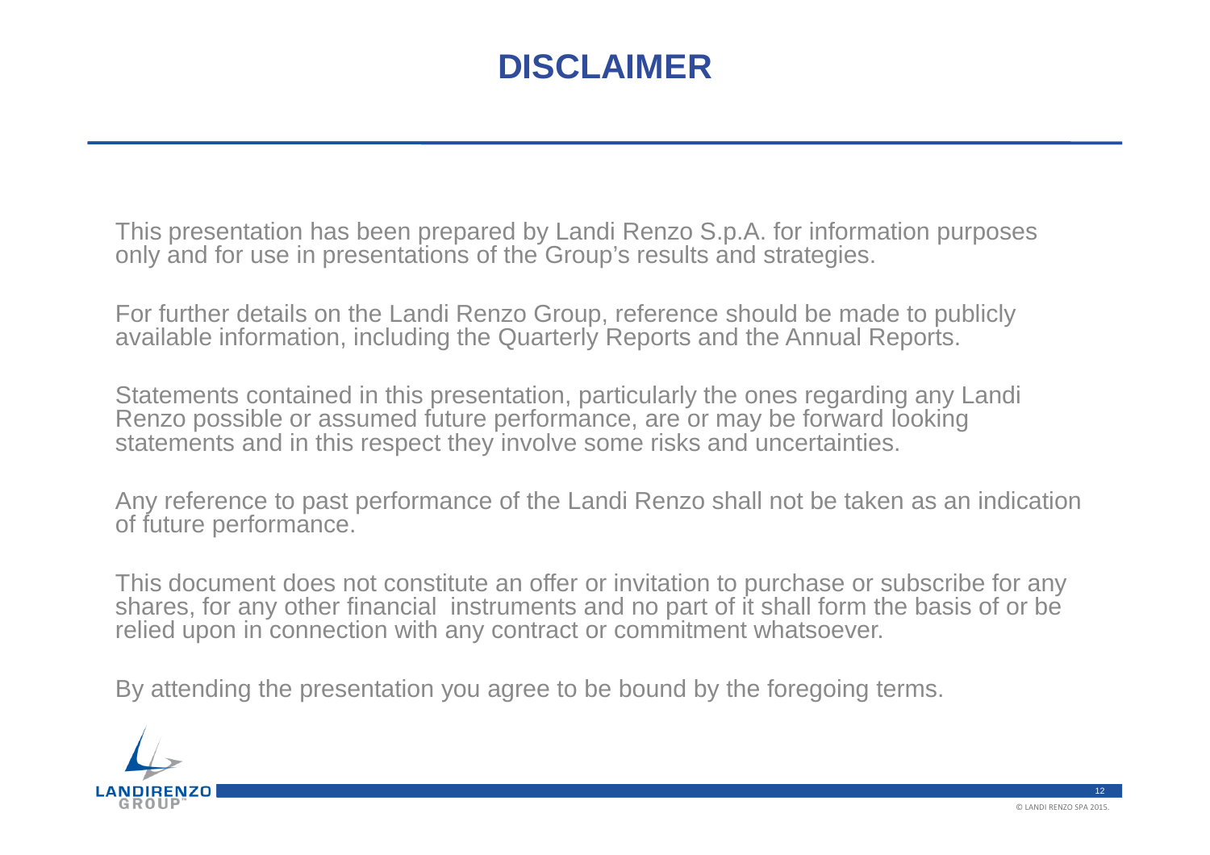# DISCLAIMER

This presentation has been prepared by Landi Renzo S.p.A. for information purposes only and for use in presentations of the Group's results and strategies.

For further details on the Landi Renzo Group, reference should be made to publicly available information, including the Quarterly Reports and the Annual Reports.

Statements contained in this presentation, particularly the ones regarding any Landi Renzo possible or assumed future performance, are or may be forward looking statements and in this respect they involve some risks and uncertainties.

Any reference to past performance of the Landi Renzo shall not be taken as an indication of future performance.

This document does not constitute an offer or invitation to purchase or subscribe for any shares, for any other financial instruments and no part of it shall form the basis of or be relied upon in connection with any contract or commitment whatsoever.

By attending the presentation you agree to be bound by the foregoing terms.

© LANDI RENZO SPA 2015.